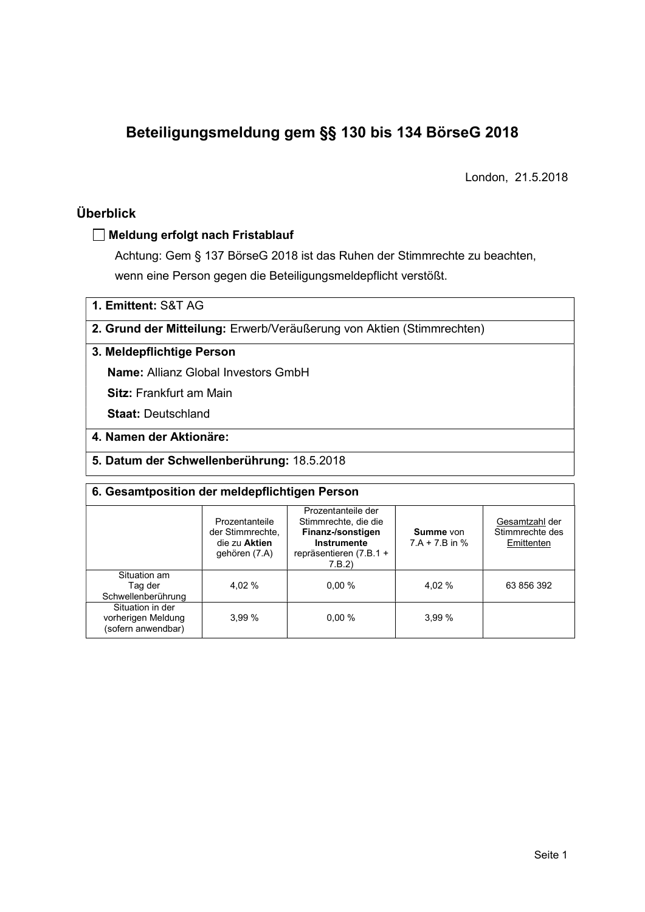# Beteiligungsmeldung gem §§ 130 bis 134 BörseG 2018

London, 21.5.2018

## Überblick

☐ **Meldung erfolgt nach Fristablauf**

Achtung: Gem § 137 BörseG 2018 ist das Ruhen der Stimmrechte zu beachten, wenn eine Person gegen die Beteiligungsmeldepflicht verstößt.

**1. Emittent:** S&T AG

**2. Grund der Mitteilung:** Erwerb/Veräußerung von Aktien (Stimmrechten)

**3. Meldepflichtige Person**

**Name:** Allianz Global Investors GmbH

**Sitz:** Frankfurt am Main

**Staat:** Deutschland

**4. Namen der Aktionäre:**

**5. Datum der Schwellenberührung:** 18.5.2018

**6. Gesamtposition der meldepflichtigen Person**

| | Prozentanteile der Stimmrechte, die zu **Aktien** gehören (7.A) | Prozentanteile der Stimmrechte, die die **Finanz-/sonstigen Instrumente** repräsentieren (7.B.1 + 7.B.2) | **Summe** von 7.A + 7.B in % | Gesamtzahl der Stimmrechte des Emittenten |
|---|---|---|---|---|
| Situation am Tag der Schwellenberührung | 4,02 % | 0,00 % | 4,02 % | 63 856 392 |
| Situation in der vorherigen Meldung (sofern anwendbar) | 3,99 % | 0,00 % | 3,99 % | |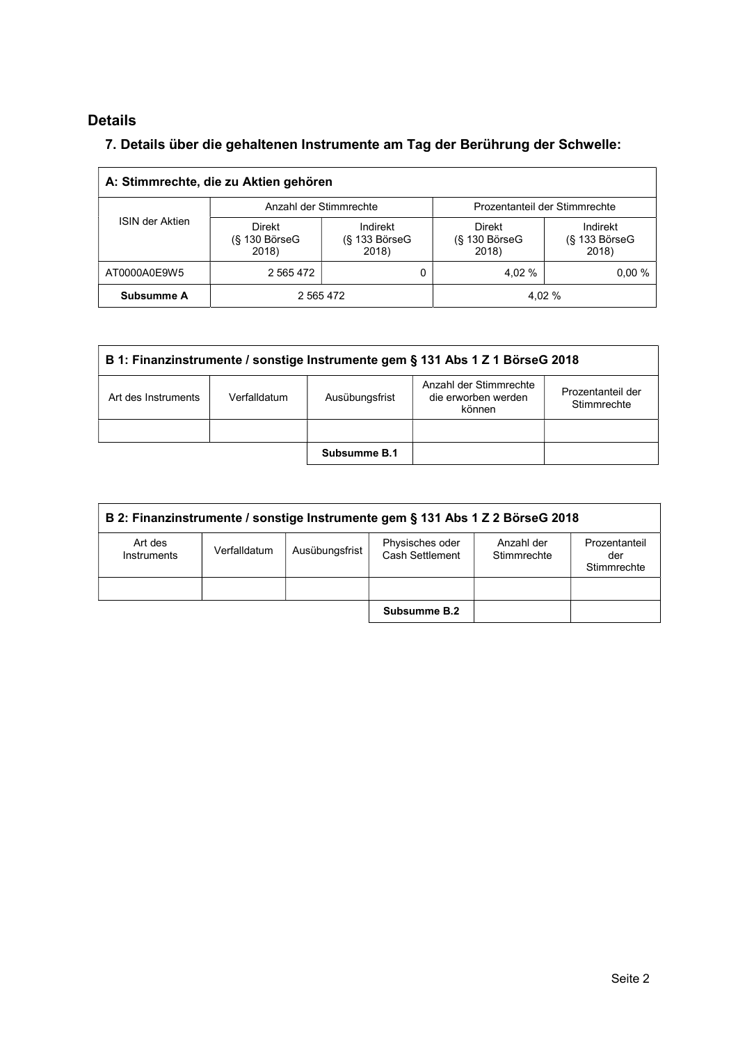## Details

### 7. Details über die gehaltenen Instrumente am Tag der Berührung der Schwelle:

| A: Stimmrechte, die zu Aktien gehören | | | | |
|---|---|---|---|---|
| ISIN der Aktien | Anzahl der Stimmrechte | | Prozentanteil der Stimmrechte | |
| | Direkt (§ 130 BörseG 2018) | Indirekt (§ 133 BörseG 2018) | Direkt (§ 130 BörseG 2018) | Indirekt (§ 133 BörseG 2018) |
| AT0000A0E9W5 | 2 565 472 | 0 | 4,02 % | 0,00 % |
| **Subsumme A** | 2 565 472 | | 4,02 % | |

| B 1: Finanzinstrumente / sonstige Instrumente gem § 131 Abs 1 Z 1 BörseG 2018 | | | | |
|---|---|---|---|---|
| Art des Instruments | Verfalldatum | Ausübungsfrist | Anzahl der Stimmrechte die erworben werden können | Prozentanteil der Stimmrechte |
| | | | | |
| | | **Subsumme B.1** | | |

| B 2: Finanzinstrumente / sonstige Instrumente gem § 131 Abs 1 Z 2 BörseG 2018 | | | | | |
|---|---|---|---|---|---|
| Art des Instruments | Verfalldatum | Ausübungsfrist | Physisches oder Cash Settlement | Anzahl der Stimmrechte | Prozentanteil der Stimmrechte |
| | | | | | |
| | | | **Subsumme B.2** | | |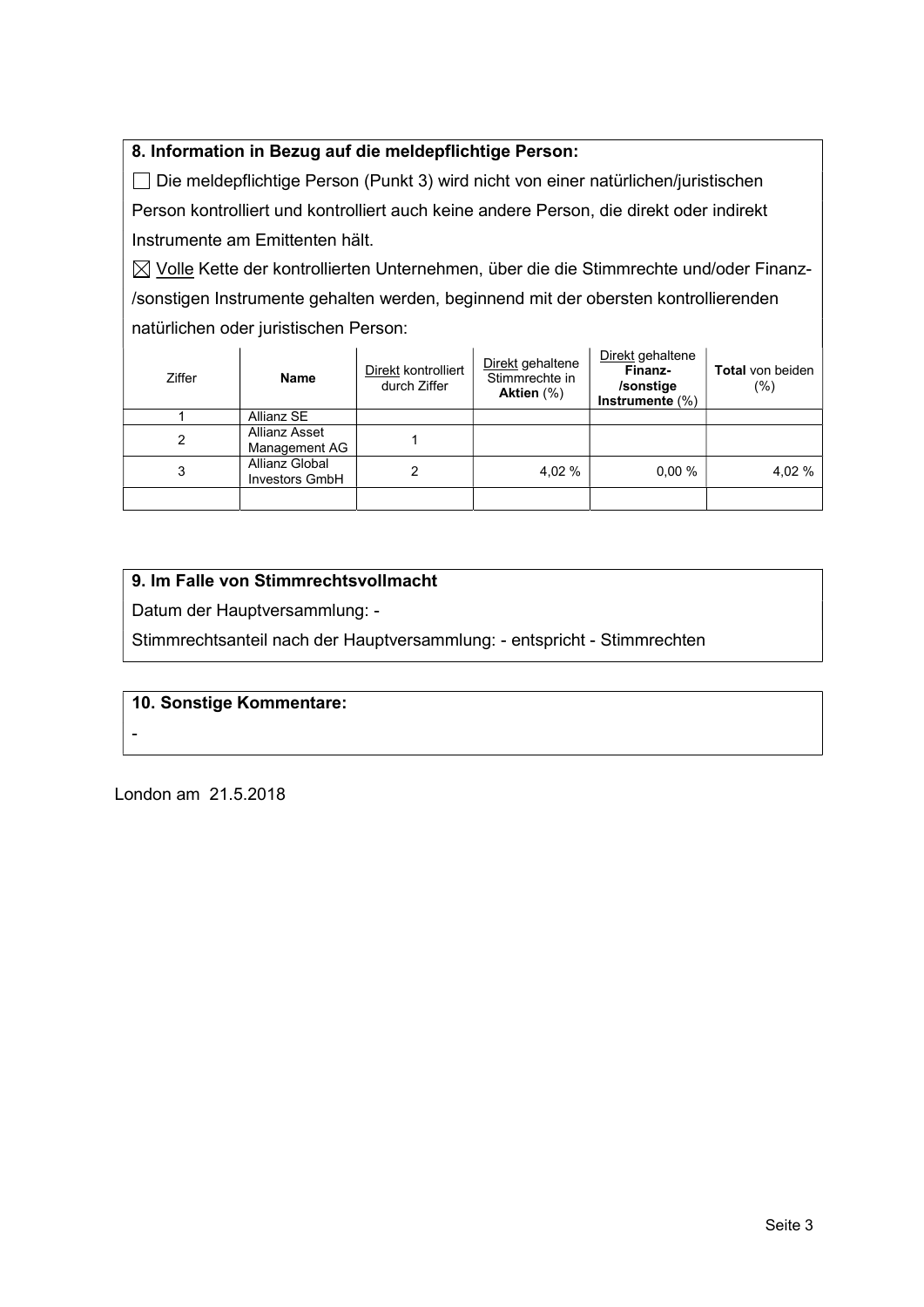**8. Information in Bezug auf die meldepflichtige Person:**

☐ Die meldepflichtige Person (Punkt 3) wird nicht von einer natürlichen/juristischen Person kontrolliert und kontrolliert auch keine andere Person, die direkt oder indirekt Instrumente am Emittenten hält.

☒ Volle Kette der kontrollierten Unternehmen, über die die Stimmrechte und/oder Finanz-/sonstigen Instrumente gehalten werden, beginnend mit der obersten kontrollierenden natürlichen oder juristischen Person:

| Ziffer | Name | Direkt kontrolliert durch Ziffer | Direkt gehaltene Stimmrechte in **Aktien** (%) | Direkt gehaltene **Finanz-/sonstige Instrumente** (%) | **Total** von beiden (%) |
|---|---|---|---|---|---|
| 1 | Allianz SE | | | | |
| 2 | Allianz Asset Management AG | 1 | | | |
| 3 | Allianz Global Investors GmbH | 2 | 4,02 % | 0,00 % | 4,02 % |
| | | | | | |

**9. Im Falle von Stimmrechtsvollmacht**

Datum der Hauptversammlung: -

Stimmrechtsanteil nach der Hauptversammlung: - entspricht - Stimmrechten

**10. Sonstige Kommentare:**

-

London am 21.5.2018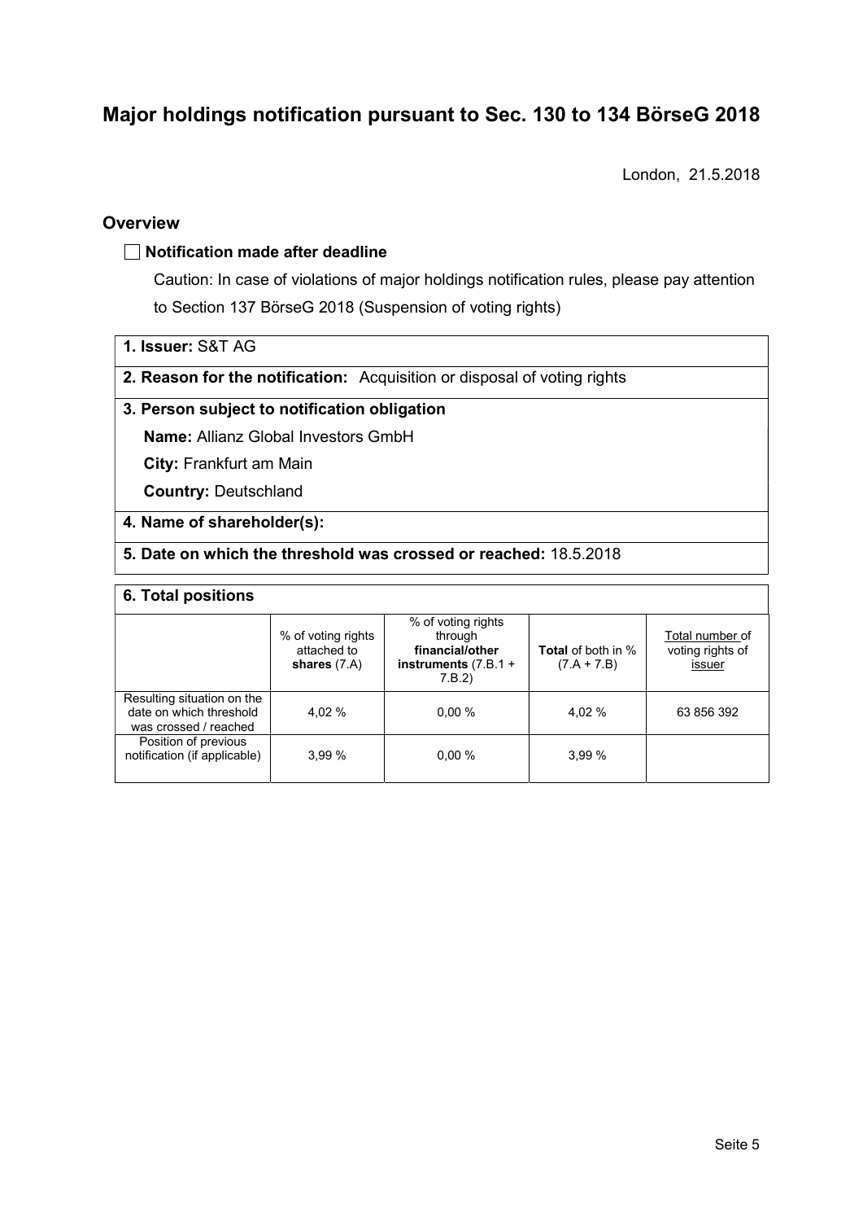# Major holdings notification pursuant to Sec. 130 to 134 BörseG 2018

London, 21.5.2018

## Overview

☐ **Notification made after deadline**

Caution: In case of violations of major holdings notification rules, please pay attention to Section 137 BörseG 2018 (Suspension of voting rights)

| **1. Issuer:** S&T AG |
|---|
| **2. Reason for the notification:** Acquisition or disposal of voting rights |
| **3. Person subject to notification obligation**<br>**Name:** Allianz Global Investors GmbH<br>**City:** Frankfurt am Main<br>**Country:** Deutschland |
| **4. Name of shareholder(s):** |
| **5. Date on which the threshold was crossed or reached:** 18.5.2018 |

**6. Total positions**

| | % of voting rights attached to **shares** (7.A) | % of voting rights through **financial/other instruments** (7.B.1 + 7.B.2) | **Total** of both in % (7.A + 7.B) | Total number of voting rights of issuer |
|---|---|---|---|---|
| Resulting situation on the date on which threshold was crossed / reached | 4,02 % | 0,00 % | 4,02 % | 63 856 392 |
| Position of previous notification (if applicable) | 3,99 % | 0,00 % | 3,99 % | |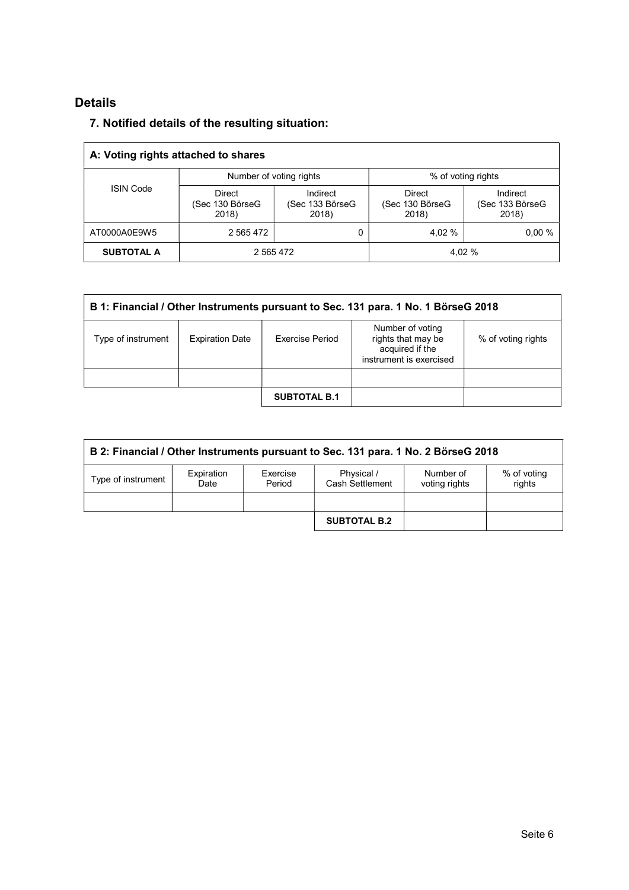## Details

### 7. Notified details of the resulting situation:

| A: Voting rights attached to shares | | | | |
|---|---|---|---|---|
| ISIN Code | Number of voting rights | | % of voting rights | |
| | Direct (Sec 130 BörseG 2018) | Indirect (Sec 133 BörseG 2018) | Direct (Sec 130 BörseG 2018) | Indirect (Sec 133 BörseG 2018) |
| AT0000A0E9W5 | 2 565 472 | 0 | 4,02 % | 0,00 % |
| **SUBTOTAL A** | 2 565 472 | | 4,02 % | |

| B 1: Financial / Other Instruments pursuant to Sec. 131 para. 1 No. 1 BörseG 2018 | | | | |
|---|---|---|---|---|
| Type of instrument | Expiration Date | Exercise Period | Number of voting rights that may be acquired if the instrument is exercised | % of voting rights |
| | | | | |
| | | **SUBTOTAL B.1** | | |

| B 2: Financial / Other Instruments pursuant to Sec. 131 para. 1 No. 2 BörseG 2018 | | | | | |
|---|---|---|---|---|---|
| Type of instrument | Expiration Date | Exercise Period | Physical / Cash Settlement | Number of voting rights | % of voting rights |
| | | | | | |
| | | | **SUBTOTAL B.2** | | |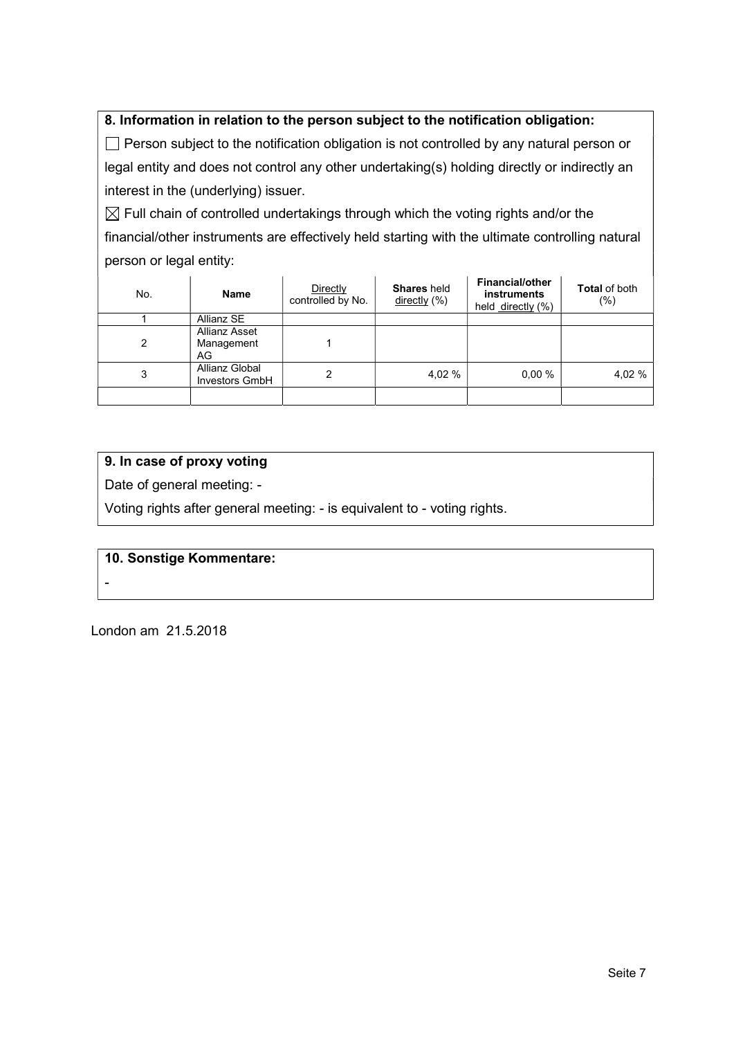**8. Information in relation to the person subject to the notification obligation:**

☐ Person subject to the notification obligation is not controlled by any natural person or legal entity and does not control any other undertaking(s) holding directly or indirectly an interest in the (underlying) issuer.

☒ Full chain of controlled undertakings through which the voting rights and/or the financial/other instruments are effectively held starting with the ultimate controlling natural person or legal entity:

| No. | Name | Directly controlled by No. | Shares held directly (%) | Financial/other instruments held directly (%) | Total of both (%) |
|---|---|---|---|---|---|
| 1 | Allianz SE | | | | |
| 2 | Allianz Asset Management AG | 1 | | | |
| 3 | Allianz Global Investors GmbH | 2 | 4,02 % | 0,00 % | 4,02 % |
| | | | | | |

**9. In case of proxy voting**

Date of general meeting: -

Voting rights after general meeting: - is equivalent to - voting rights.

**10. Sonstige Kommentare:**

-

London am 21.5.2018